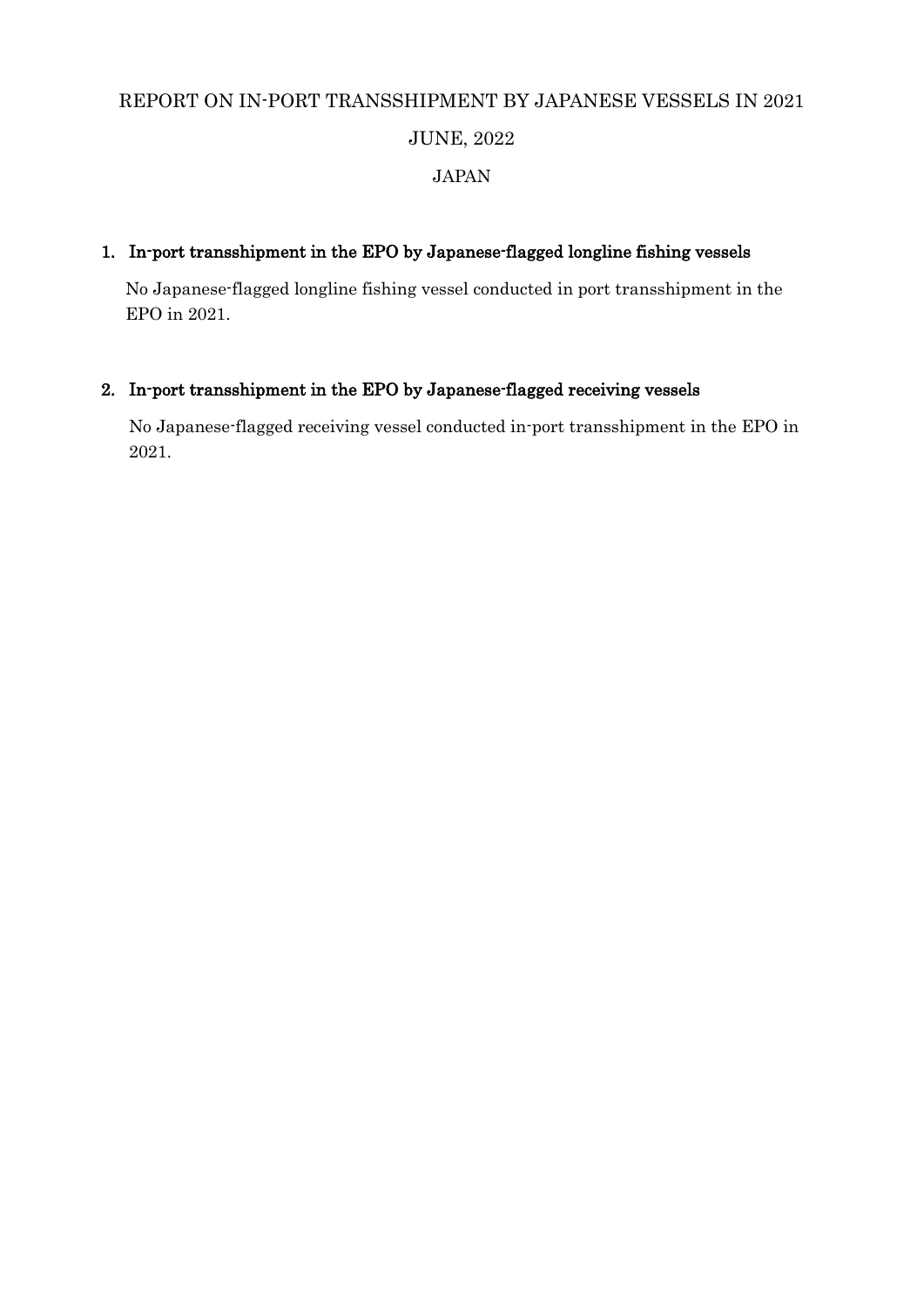REPORT ON IN-PORT TRANSSHIPMENT BY JAPANESE VESSELS IN 2021

JUNE, 2022

JAPAN

## 1. In-port transshipment in the EPO by Japanese-flagged longline fishing vessels

No Japanese-flagged longline fishing vessel conducted in port transshipment in the EPO in 2021.

## 2. In-port transshipment in the EPO by Japanese-flagged receiving vessels

No Japanese-flagged receiving vessel conducted in-port transshipment in the EPO in 2021.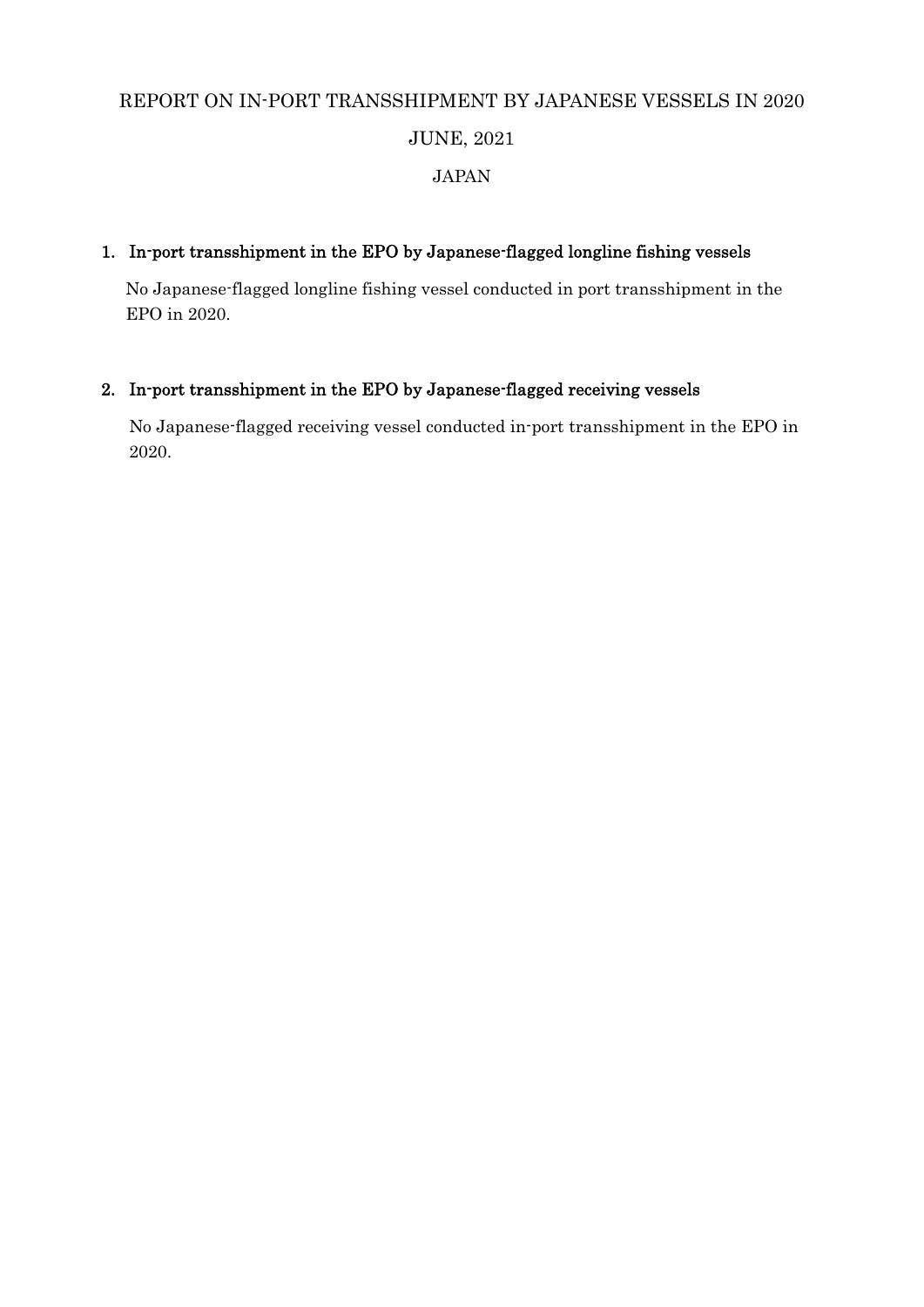# REPORT ON IN-PORT TRANSSHIPMENT BY JAPANESE VESSELS IN 2020

JUNE, 2021

JAPAN

## 1. In-port transshipment in the EPO by Japanese-flagged longline fishing vessels

No Japanese-flagged longline fishing vessel conducted in port transshipment in the EPO in 2020.

## 2. In-port transshipment in the EPO by Japanese-flagged receiving vessels

No Japanese-flagged receiving vessel conducted in-port transshipment in the EPO in 2020.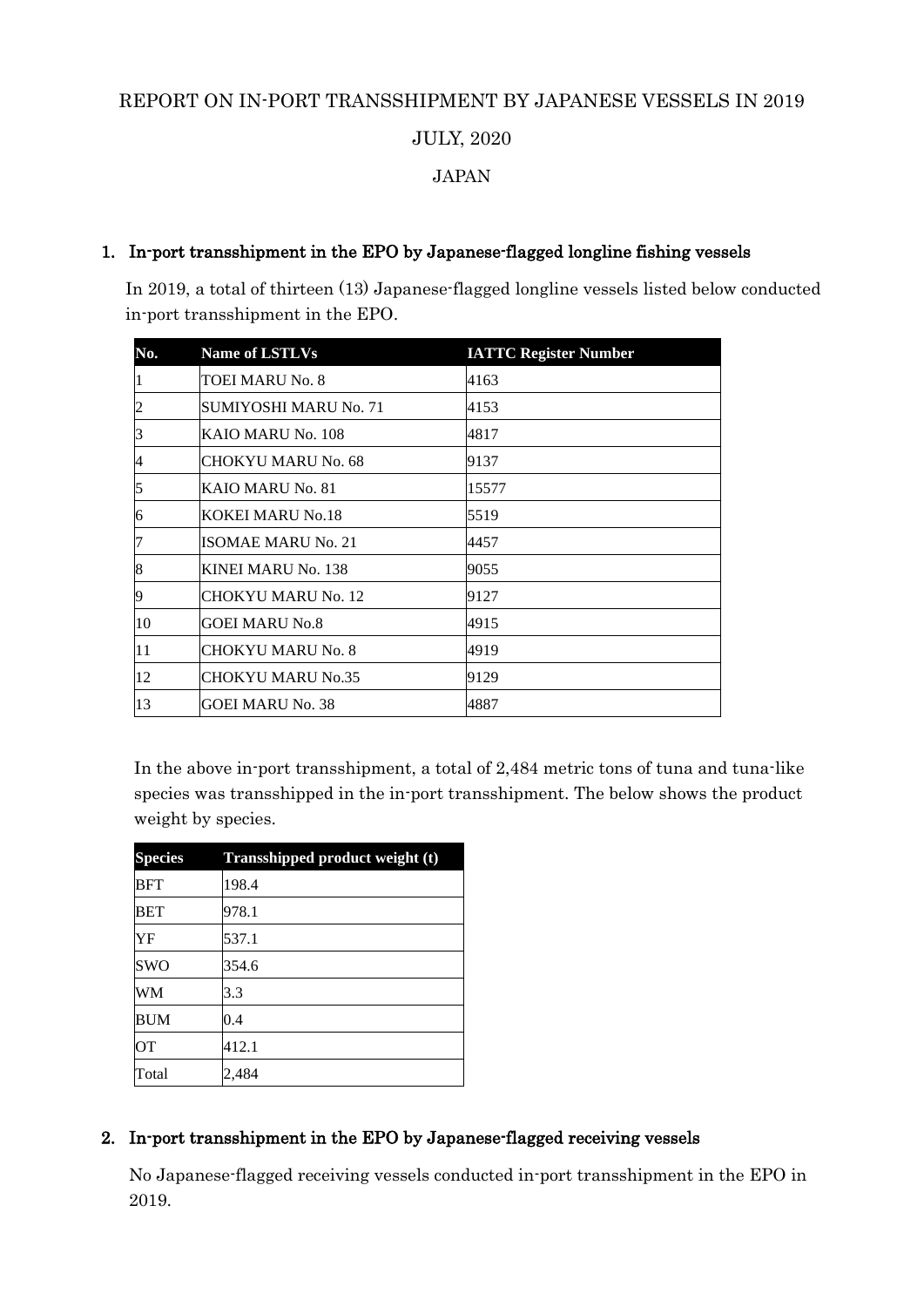REPORT ON IN-PORT TRANSSHIPMENT BY JAPANESE VESSELS IN 2019

JULY, 2020

JAPAN

## 1. In-port transshipment in the EPO by Japanese-flagged longline fishing vessels

In 2019, a total of thirteen (13) Japanese-flagged longline vessels listed below conducted in-port transshipment in the EPO.

| No. | Name of LSTLVs | IATTC Register Number |
|---|---|---|
| 1 | TOEI MARU No. 8 | 4163 |
| 2 | SUMIYOSHI MARU No. 71 | 4153 |
| 3 | KAIO MARU No. 108 | 4817 |
| 4 | CHOKYU MARU No. 68 | 9137 |
| 5 | KAIO MARU No. 81 | 15577 |
| 6 | KOKEI MARU No.18 | 5519 |
| 7 | ISOMAE MARU No. 21 | 4457 |
| 8 | KINEI MARU No. 138 | 9055 |
| 9 | CHOKYU MARU No. 12 | 9127 |
| 10 | GOEI MARU No.8 | 4915 |
| 11 | CHOKYU MARU No. 8 | 4919 |
| 12 | CHOKYU MARU No.35 | 9129 |
| 13 | GOEI MARU No. 38 | 4887 |

In the above in-port transshipment, a total of 2,484 metric tons of tuna and tuna-like species was transshipped in the in-port transshipment. The below shows the product weight by species.

| Species | Transshipped product weight (t) |
|---|---|
| BFT | 198.4 |
| BET | 978.1 |
| YF | 537.1 |
| SWO | 354.6 |
| WM | 3.3 |
| BUM | 0.4 |
| OT | 412.1 |
| Total | 2,484 |

## 2. In-port transshipment in the EPO by Japanese-flagged receiving vessels

No Japanese-flagged receiving vessels conducted in-port transshipment in the EPO in 2019.